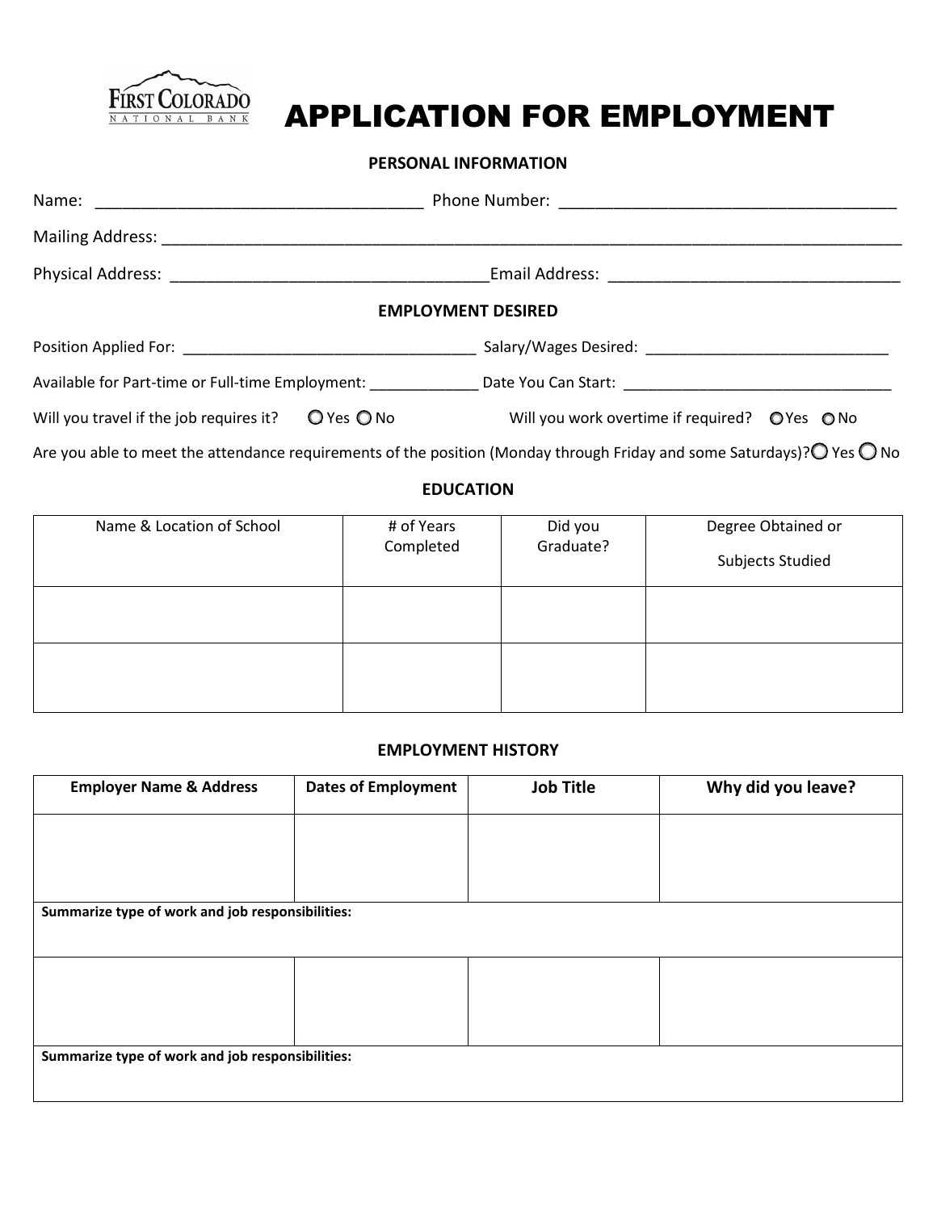FIRST COLORADO NATIONAL BANK

# APPLICATION FOR EMPLOYMENT

## PERSONAL INFORMATION

Name: ____________________________________ Phone Number: _____________________________________

Mailing Address: ________________________________________________________________________________

Physical Address: __________________________________Email Address: ________________________________

## EMPLOYMENT DESIRED

Position Applied For: __________________________________ Salary/Wages Desired: ____________________________

Available for Part-time or Full-time Employment: _____________ Date You Can Start: ______________________________

Will you travel if the job requires it? ○ Yes ○ No Will you work overtime if required? ○ Yes ○ No

Are you able to meet the attendance requirements of the position (Monday through Friday and some Saturdays)? ○ Yes ○ No

## EDUCATION

| Name & Location of School | # of Years Completed | Did you Graduate? | Degree Obtained or Subjects Studied |
|---|---|---|---|
| | | | |
| | | | |

## EMPLOYMENT HISTORY

| Employer Name & Address | Dates of Employment | Job Title | Why did you leave? |
|---|---|---|---|
| | | | |
| **Summarize type of work and job responsibilities:** | | | |
| | | | |
| **Summarize type of work and job responsibilities:** | | | |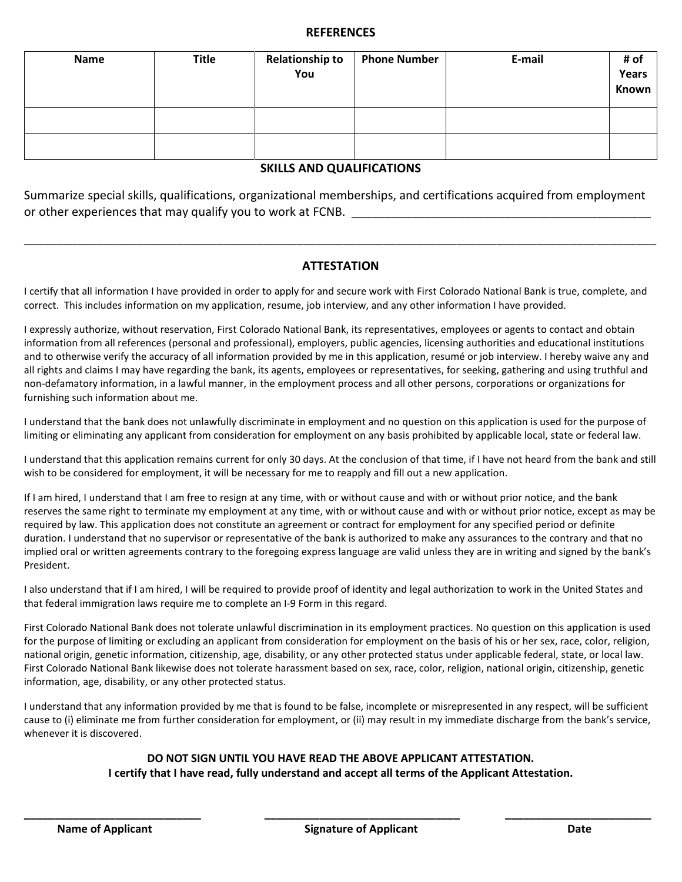## REFERENCES

| Name | Title | Relationship to You | Phone Number | E-mail | # of Years Known |
|---|---|---|---|---|---|
| | | | | | |
| | | | | | |

## SKILLS AND QUALIFICATIONS

Summarize special skills, qualifications, organizational memberships, and certifications acquired from employment or other experiences that may qualify you to work at FCNB. ______________________________________________

______________________________________________________________________________________________

## ATTESTATION

I certify that all information I have provided in order to apply for and secure work with First Colorado National Bank is true, complete, and correct. This includes information on my application, resume, job interview, and any other information I have provided.

I expressly authorize, without reservation, First Colorado National Bank, its representatives, employees or agents to contact and obtain information from all references (personal and professional), employers, public agencies, licensing authorities and educational institutions and to otherwise verify the accuracy of all information provided by me in this application, resumé or job interview. I hereby waive any and all rights and claims I may have regarding the bank, its agents, employees or representatives, for seeking, gathering and using truthful and non-defamatory information, in a lawful manner, in the employment process and all other persons, corporations or organizations for furnishing such information about me.

I understand that the bank does not unlawfully discriminate in employment and no question on this application is used for the purpose of limiting or eliminating any applicant from consideration for employment on any basis prohibited by applicable local, state or federal law.

I understand that this application remains current for only 30 days. At the conclusion of that time, if I have not heard from the bank and still wish to be considered for employment, it will be necessary for me to reapply and fill out a new application.

If I am hired, I understand that I am free to resign at any time, with or without cause and with or without prior notice, and the bank reserves the same right to terminate my employment at any time, with or without cause and with or without prior notice, except as may be required by law. This application does not constitute an agreement or contract for employment for any specified period or definite duration. I understand that no supervisor or representative of the bank is authorized to make any assurances to the contrary and that no implied oral or written agreements contrary to the foregoing express language are valid unless they are in writing and signed by the bank's President.

I also understand that if I am hired, I will be required to provide proof of identity and legal authorization to work in the United States and that federal immigration laws require me to complete an I-9 Form in this regard.

First Colorado National Bank does not tolerate unlawful discrimination in its employment practices. No question on this application is used for the purpose of limiting or excluding an applicant from consideration for employment on the basis of his or her sex, race, color, religion, national origin, genetic information, citizenship, age, disability, or any other protected status under applicable federal, state, or local law. First Colorado National Bank likewise does not tolerate harassment based on sex, race, color, religion, national origin, citizenship, genetic information, age, disability, or any other protected status.

I understand that any information provided by me that is found to be false, incomplete or misrepresented in any respect, will be sufficient cause to (i) eliminate me from further consideration for employment, or (ii) may result in my immediate discharge from the bank's service, whenever it is discovered.

**DO NOT SIGN UNTIL YOU HAVE READ THE ABOVE APPLICANT ATTESTATION.**
**I certify that I have read, fully understand and accept all terms of the Applicant Attestation.**

| | | |
|---|---|---|
| ____________________________ | ________________________________ | _______________________ |
| **Name of Applicant** | **Signature of Applicant** | **Date** |